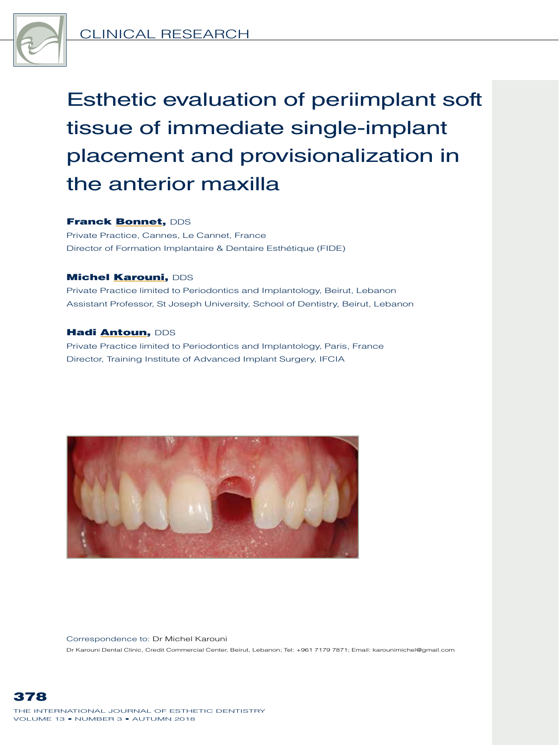CLINICAL RESEARCH

# Esthetic evaluation of periimplant soft tissue of immediate single-implant placement and provisionalization in the anterior maxilla

**Franck Bonnet,** DDS
Private Practice, Cannes, Le Cannet, France
Director of Formation Implantaire & Dentaire Esthétique (FIDE)

**Michel Karouni,** DDS
Private Practice limited to Periodontics and Implantology, Beirut, Lebanon
Assistant Professor, St Joseph University, School of Dentistry, Beirut, Lebanon

**Hadi Antoun,** DDS
Private Practice limited to Periodontics and Implantology, Paris, France
Director, Training Institute of Advanced Implant Surgery, IFCIA

Correspondence to: Dr Michel Karouni
Dr Karouni Dental Clinic, Credit Commercial Center, Beirut, Lebanon; Tel: +961 7179 7871; Email: karounimichel@gmail.com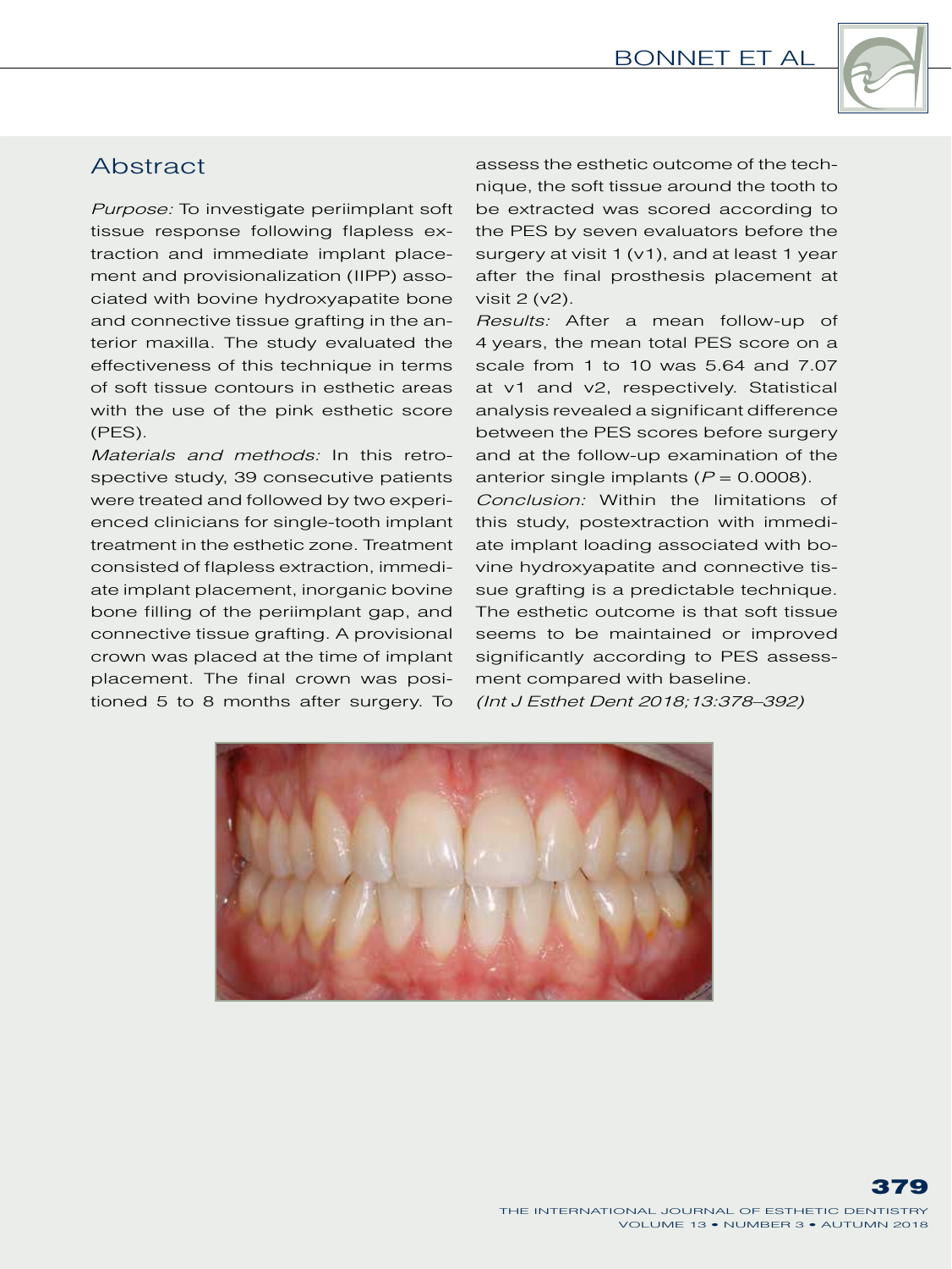## Abstract

*Purpose:* To investigate periimplant soft tissue response following flapless extraction and immediate implant placement and provisionalization (IIPP) associated with bovine hydroxyapatite bone and connective tissue grafting in the anterior maxilla. The study evaluated the effectiveness of this technique in terms of soft tissue contours in esthetic areas with the use of the pink esthetic score (PES).

*Materials and methods:* In this retrospective study, 39 consecutive patients were treated and followed by two experienced clinicians for single-tooth implant treatment in the esthetic zone. Treatment consisted of flapless extraction, immediate implant placement, inorganic bovine bone filling of the periimplant gap, and connective tissue grafting. A provisional crown was placed at the time of implant placement. The final crown was positioned 5 to 8 months after surgery. To assess the esthetic outcome of the technique, the soft tissue around the tooth to be extracted was scored according to the PES by seven evaluators before the surgery at visit 1 (v1), and at least 1 year after the final prosthesis placement at visit 2 (v2).

*Results:* After a mean follow-up of 4 years, the mean total PES score on a scale from 1 to 10 was 5.64 and 7.07 at v1 and v2, respectively. Statistical analysis revealed a significant difference between the PES scores before surgery and at the follow-up examination of the anterior single implants ($P = 0.0008$).

*Conclusion:* Within the limitations of this study, postextraction with immediate implant loading associated with bovine hydroxyapatite and connective tissue grafting is a predictable technique. The esthetic outcome is that soft tissue seems to be maintained or improved significantly according to PES assessment compared with baseline.

*(Int J Esthet Dent 2018;13:378–392)*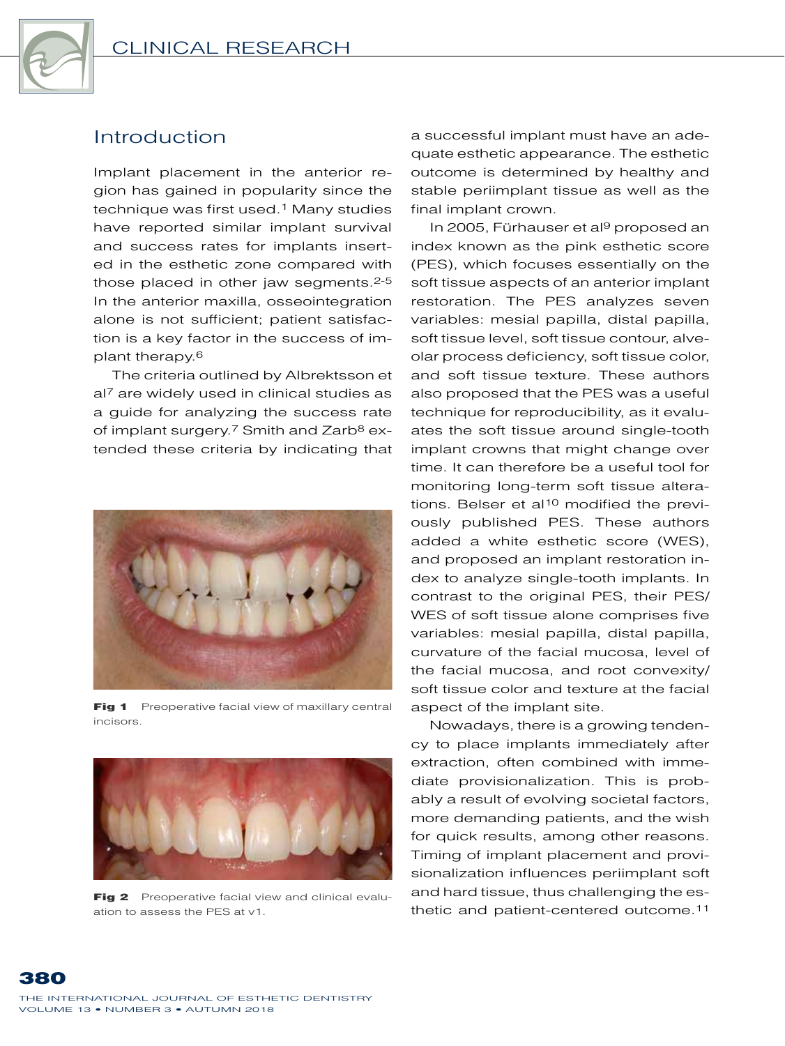## Introduction

Implant placement in the anterior region has gained in popularity since the technique was first used.[1] Many studies have reported similar implant survival and success rates for implants inserted in the esthetic zone compared with those placed in other jaw segments.[2-5] In the anterior maxilla, osseointegration alone is not sufficient; patient satisfaction is a key factor in the success of implant therapy.[6]

The criteria outlined by Albrektsson et al[7] are widely used in clinical studies as a guide for analyzing the success rate of implant surgery.[7] Smith and Zarb[8] extended these criteria by indicating that a successful implant must have an adequate esthetic appearance. The esthetic outcome is determined by healthy and stable periimplant tissue as well as the final implant crown.

**Fig 1** Preoperative facial view of maxillary central incisors.

**Fig 2** Preoperative facial view and clinical evaluation to assess the PES at v1.

In 2005, Fürhauser et al[9] proposed an index known as the pink esthetic score (PES), which focuses essentially on the soft tissue aspects of an anterior implant restoration. The PES analyzes seven variables: mesial papilla, distal papilla, soft tissue level, soft tissue contour, alveolar process deficiency, soft tissue color, and soft tissue texture. These authors also proposed that the PES was a useful technique for reproducibility, as it evaluates the soft tissue around single-tooth implant crowns that might change over time. It can therefore be a useful tool for monitoring long-term soft tissue alterations. Belser et al[10] modified the previously published PES. These authors added a white esthetic score (WES), and proposed an implant restoration index to analyze single-tooth implants. In contrast to the original PES, their PES/WES of soft tissue alone comprises five variables: mesial papilla, distal papilla, curvature of the facial mucosa, level of the facial mucosa, and root convexity/soft tissue color and texture at the facial aspect of the implant site.

Nowadays, there is a growing tendency to place implants immediately after extraction, often combined with immediate provisionalization. This is probably a result of evolving societal factors, more demanding patients, and the wish for quick results, among other reasons. Timing of implant placement and provisionalization influences periimplant soft and hard tissue, thus challenging the esthetic and patient-centered outcome.[11]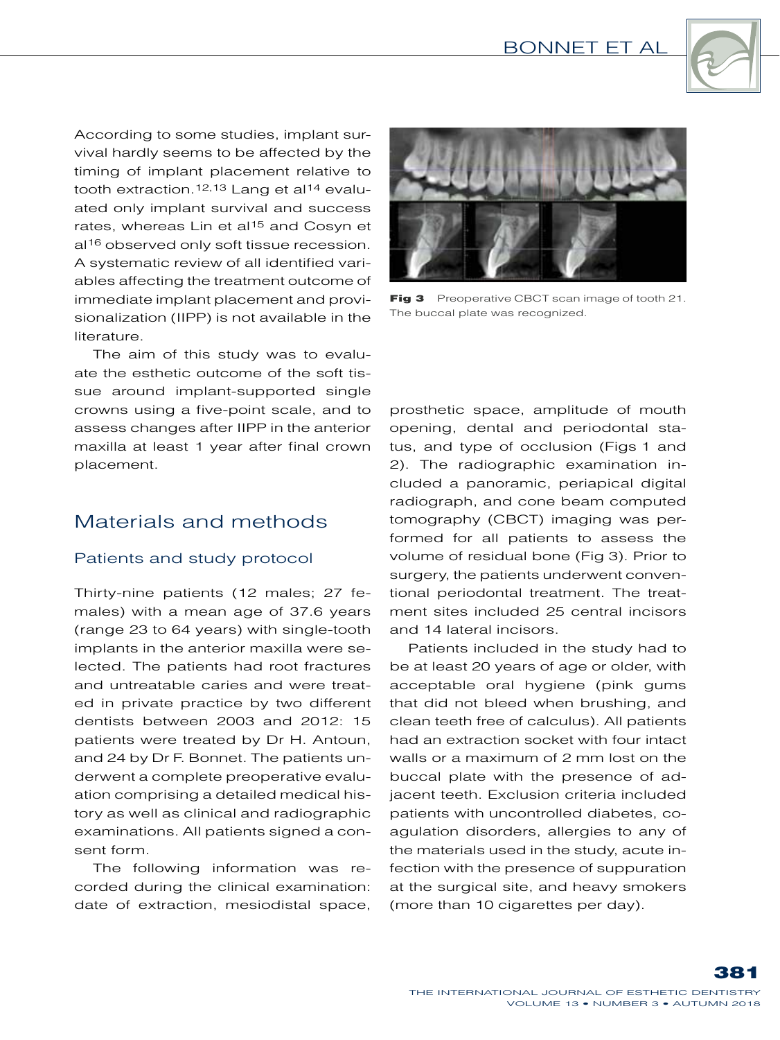According to some studies, implant survival hardly seems to be affected by the timing of implant placement relative to tooth extraction.[12,13] Lang et al[14] evaluated only implant survival and success rates, whereas Lin et al[15] and Cosyn et al[16] observed only soft tissue recession. A systematic review of all identified variables affecting the treatment outcome of immediate implant placement and provisionalization (IIPP) is not available in the literature.

The aim of this study was to evaluate the esthetic outcome of the soft tissue around implant-supported single crowns using a five-point scale, and to assess changes after IIPP in the anterior maxilla at least 1 year after final crown placement.

## Materials and methods

### Patients and study protocol

Thirty-nine patients (12 males; 27 females) with a mean age of 37.6 years (range 23 to 64 years) with single-tooth implants in the anterior maxilla were selected. The patients had root fractures and untreatable caries and were treated in private practice by two different dentists between 2003 and 2012: 15 patients were treated by Dr H. Antoun, and 24 by Dr F. Bonnet. The patients underwent a complete preoperative evaluation comprising a detailed medical history as well as clinical and radiographic examinations. All patients signed a consent form.

The following information was recorded during the clinical examination: date of extraction, mesiodistal space, prosthetic space, amplitude of mouth opening, dental and periodontal status, and type of occlusion (Figs 1 and 2). The radiographic examination included a panoramic, periapical digital radiograph, and cone beam computed tomography (CBCT) imaging was performed for all patients to assess the volume of residual bone (Fig 3). Prior to surgery, the patients underwent conventional periodontal treatment. The treatment sites included 25 central incisors and 14 lateral incisors.

**Fig 3** Preoperative CBCT scan image of tooth 21. The buccal plate was recognized.

Patients included in the study had to be at least 20 years of age or older, with acceptable oral hygiene (pink gums that did not bleed when brushing, and clean teeth free of calculus). All patients had an extraction socket with four intact walls or a maximum of 2 mm lost on the buccal plate with the presence of adjacent teeth. Exclusion criteria included patients with uncontrolled diabetes, coagulation disorders, allergies to any of the materials used in the study, acute infection with the presence of suppuration at the surgical site, and heavy smokers (more than 10 cigarettes per day).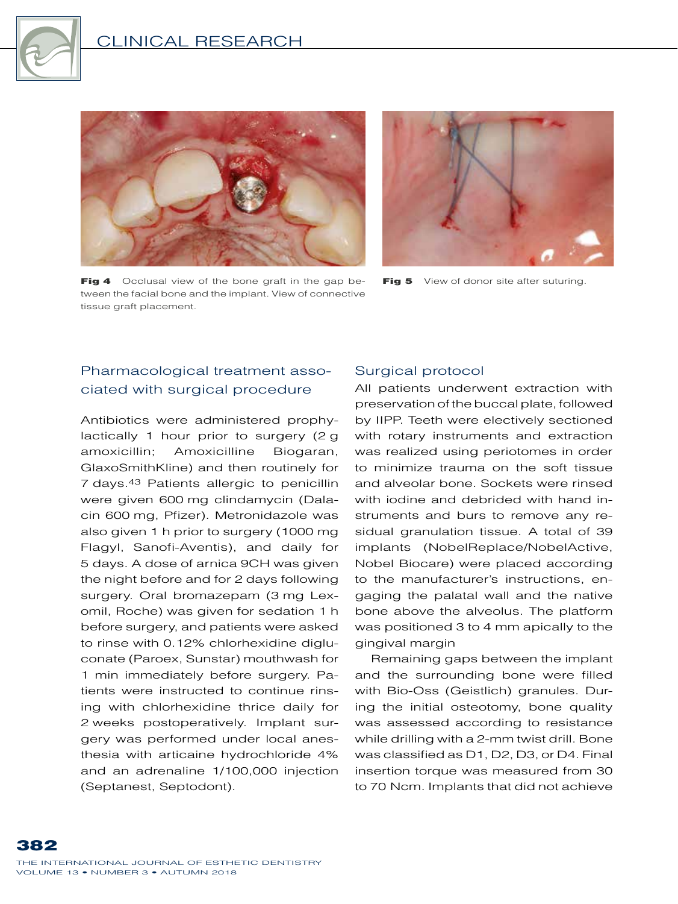Fig 4 Occlusal view of the bone graft in the gap between the facial bone and the implant. View of connective tissue graft placement.

Fig 5 View of donor site after suturing.

## Pharmacological treatment associated with surgical procedure

Antibiotics were administered prophylactically 1 hour prior to surgery (2 g amoxicillin; Amoxicilline Biogaran, GlaxoSmithKline) and then routinely for 7 days.[43] Patients allergic to penicillin were given 600 mg clindamycin (Dalacin 600 mg, Pfizer). Metronidazole was also given 1 h prior to surgery (1000 mg Flagyl, Sanofi-Aventis), and daily for 5 days. A dose of arnica 9CH was given the night before and for 2 days following surgery. Oral bromazepam (3 mg Lexomil, Roche) was given for sedation 1 h before surgery, and patients were asked to rinse with 0.12% chlorhexidine digluconate (Paroex, Sunstar) mouthwash for 1 min immediately before surgery. Patients were instructed to continue rinsing with chlorhexidine thrice daily for 2 weeks postoperatively. Implant surgery was performed under local anesthesia with articaine hydrochloride 4% and an adrenaline 1/100,000 injection (Septanest, Septodont).

## Surgical protocol

All patients underwent extraction with preservation of the buccal plate, followed by IIPP. Teeth were electively sectioned with rotary instruments and extraction was realized using periotomes in order to minimize trauma on the soft tissue and alveolar bone. Sockets were rinsed with iodine and debrided with hand instruments and burs to remove any residual granulation tissue. A total of 39 implants (NobelReplace/NobelActive, Nobel Biocare) were placed according to the manufacturer's instructions, engaging the palatal wall and the native bone above the alveolus. The platform was positioned 3 to 4 mm apically to the gingival margin

Remaining gaps between the implant and the surrounding bone were filled with Bio-Oss (Geistlich) granules. During the initial osteotomy, bone quality was assessed according to resistance while drilling with a 2-mm twist drill. Bone was classified as D1, D2, D3, or D4. Final insertion torque was measured from 30 to 70 Ncm. Implants that did not achieve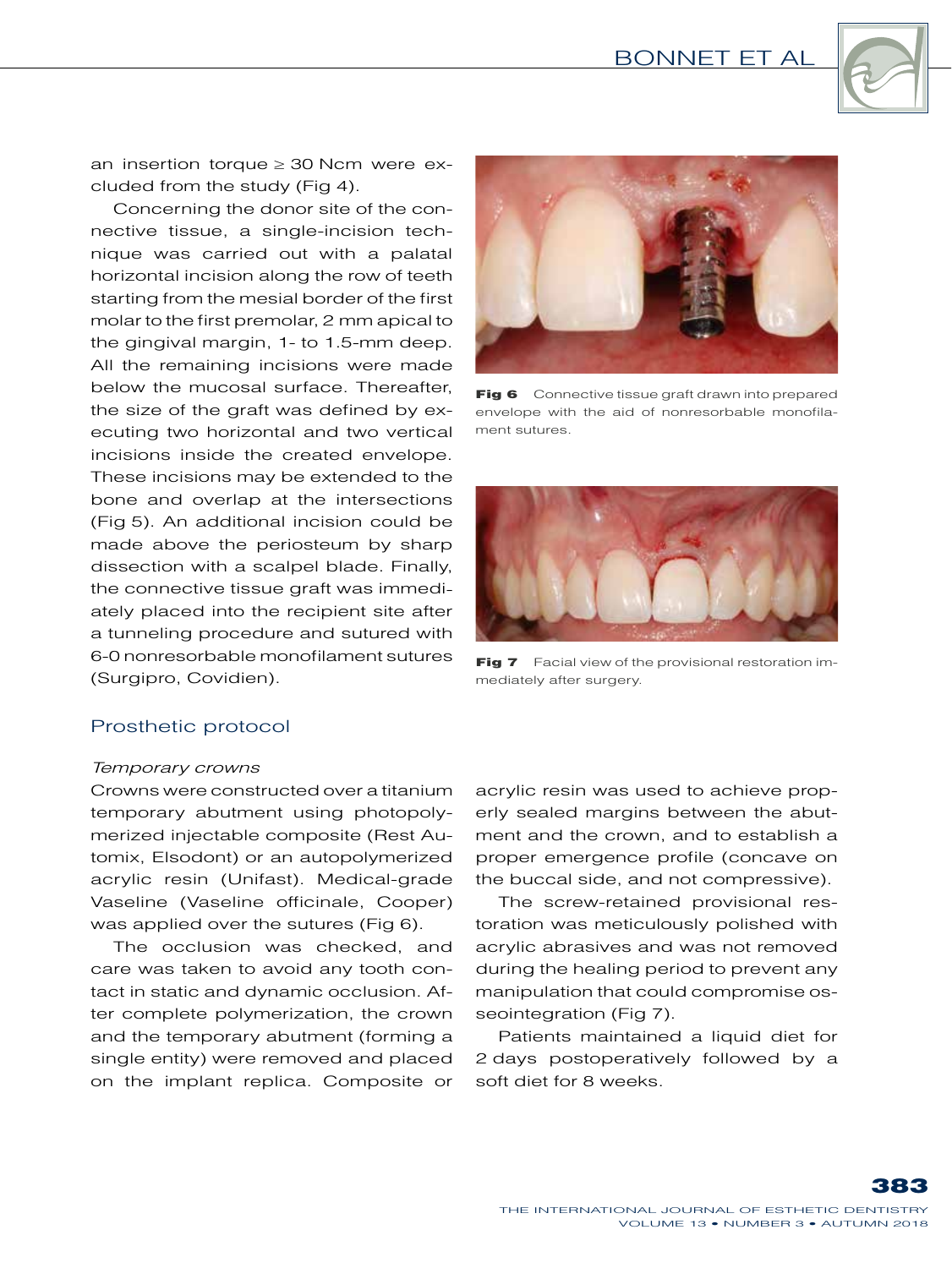an insertion torque ≥ 30 Ncm were excluded from the study (Fig 4).

Concerning the donor site of the connective tissue, a single-incision technique was carried out with a palatal horizontal incision along the row of teeth starting from the mesial border of the first molar to the first premolar, 2 mm apical to the gingival margin, 1- to 1.5-mm deep. All the remaining incisions were made below the mucosal surface. Thereafter, the size of the graft was defined by executing two horizontal and two vertical incisions inside the created envelope. These incisions may be extended to the bone and overlap at the intersections (Fig 5). An additional incision could be made above the periosteum by sharp dissection with a scalpel blade. Finally, the connective tissue graft was immediately placed into the recipient site after a tunneling procedure and sutured with 6-0 nonresorbable monofilament sutures (Surgipro, Covidien).

**Fig 6** Connective tissue graft drawn into prepared envelope with the aid of nonresorbable monofilament sutures.

**Fig 7** Facial view of the provisional restoration immediately after surgery.

## Prosthetic protocol

### *Temporary crowns*

Crowns were constructed over a titanium temporary abutment using photopolymerized injectable composite (Rest Automix, Elsodont) or an autopolymerized acrylic resin (Unifast). Medical-grade Vaseline (Vaseline officinale, Cooper) was applied over the sutures (Fig 6).

The occlusion was checked, and care was taken to avoid any tooth contact in static and dynamic occlusion. After complete polymerization, the crown and the temporary abutment (forming a single entity) were removed and placed on the implant replica. Composite or acrylic resin was used to achieve properly sealed margins between the abutment and the crown, and to establish a proper emergence profile (concave on the buccal side, and not compressive).

The screw-retained provisional restoration was meticulously polished with acrylic abrasives and was not removed during the healing period to prevent any manipulation that could compromise osseointegration (Fig 7).

Patients maintained a liquid diet for 2 days postoperatively followed by a soft diet for 8 weeks.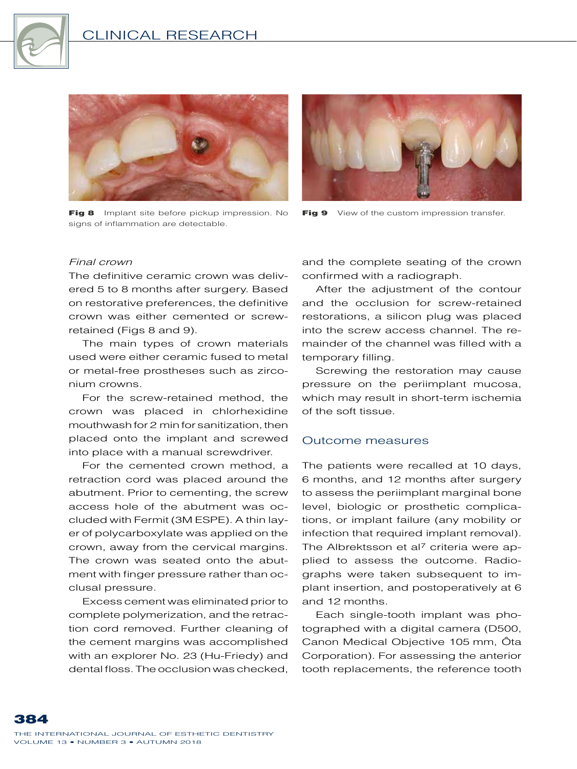Fig 8 Implant site before pickup impression. No signs of inflammation are detectable.

Fig 9 View of the custom impression transfer.

*Final crown*

The definitive ceramic crown was delivered 5 to 8 months after surgery. Based on restorative preferences, the definitive crown was either cemented or screw-retained (Figs 8 and 9).

The main types of crown materials used were either ceramic fused to metal or metal-free prostheses such as zirconium crowns.

For the screw-retained method, the crown was placed in chlorhexidine mouthwash for 2 min for sanitization, then placed onto the implant and screwed into place with a manual screwdriver.

For the cemented crown method, a retraction cord was placed around the abutment. Prior to cementing, the screw access hole of the abutment was occluded with Fermit (3M ESPE). A thin layer of polycarboxylate was applied on the crown, away from the cervical margins. The crown was seated onto the abutment with finger pressure rather than occlusal pressure.

Excess cement was eliminated prior to complete polymerization, and the retraction cord removed. Further cleaning of the cement margins was accomplished with an explorer No. 23 (Hu-Friedy) and dental floss. The occlusion was checked, and the complete seating of the crown confirmed with a radiograph.

After the adjustment of the contour and the occlusion for screw-retained restorations, a silicon plug was placed into the screw access channel. The remainder of the channel was filled with a temporary filling.

Screwing the restoration may cause pressure on the periimplant mucosa, which may result in short-term ischemia of the soft tissue.

## Outcome measures

The patients were recalled at 10 days, 6 months, and 12 months after surgery to assess the periimplant marginal bone level, biologic or prosthetic complications, or implant failure (any mobility or infection that required implant removal). The Albrektsson et al[7] criteria were applied to assess the outcome. Radiographs were taken subsequent to implant insertion, and postoperatively at 6 and 12 months.

Each single-tooth implant was photographed with a digital camera (D500, Canon Medical Objective 105 mm, Ôta Corporation). For assessing the anterior tooth replacements, the reference tooth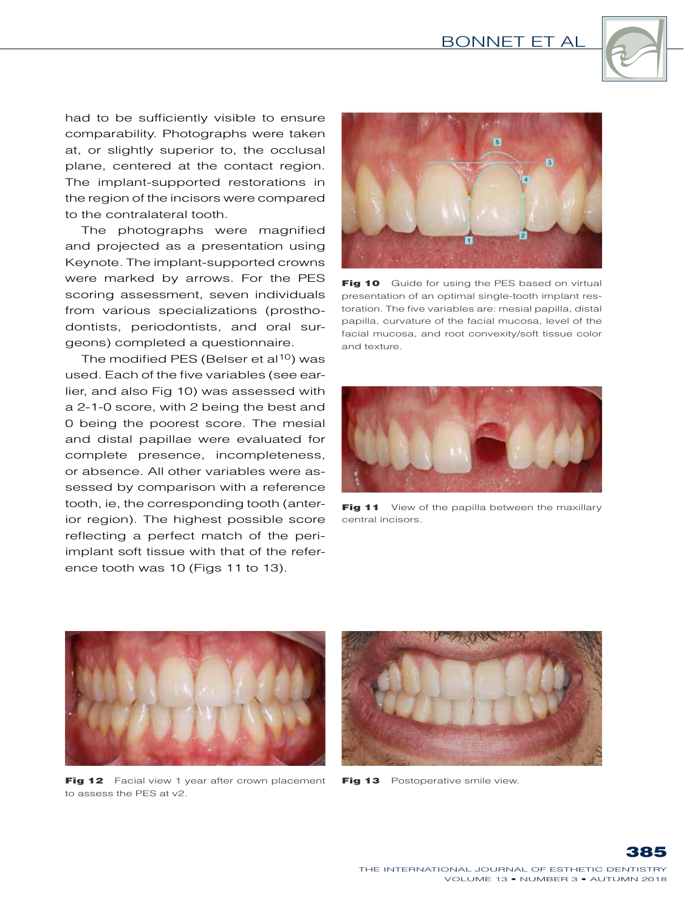had to be sufficiently visible to ensure comparability. Photographs were taken at, or slightly superior to, the occlusal plane, centered at the contact region. The implant-supported restorations in the region of the incisors were compared to the contralateral tooth.

The photographs were magnified and projected as a presentation using Keynote. The implant-supported crowns were marked by arrows. For the PES scoring assessment, seven individuals from various specializations (prosthodontists, periodontists, and oral surgeons) completed a questionnaire.

The modified PES (Belser et al[10]) was used. Each of the five variables (see earlier, and also Fig 10) was assessed with a 2-1-0 score, with 2 being the best and 0 being the poorest score. The mesial and distal papillae were evaluated for complete presence, incompleteness, or absence. All other variables were assessed by comparison with a reference tooth, ie, the corresponding tooth (anterior region). The highest possible score reflecting a perfect match of the peri-implant soft tissue with that of the reference tooth was 10 (Figs 11 to 13).

**Fig 10** Guide for using the PES based on virtual presentation of an optimal single-tooth implant restoration. The five variables are: mesial papilla, distal papilla, curvature of the facial mucosa, level of the facial mucosa, and root convexity/soft tissue color and texture.

**Fig 11** View of the papilla between the maxillary central incisors.

**Fig 12** Facial view 1 year after crown placement to assess the PES at v2.

**Fig 13** Postoperative smile view.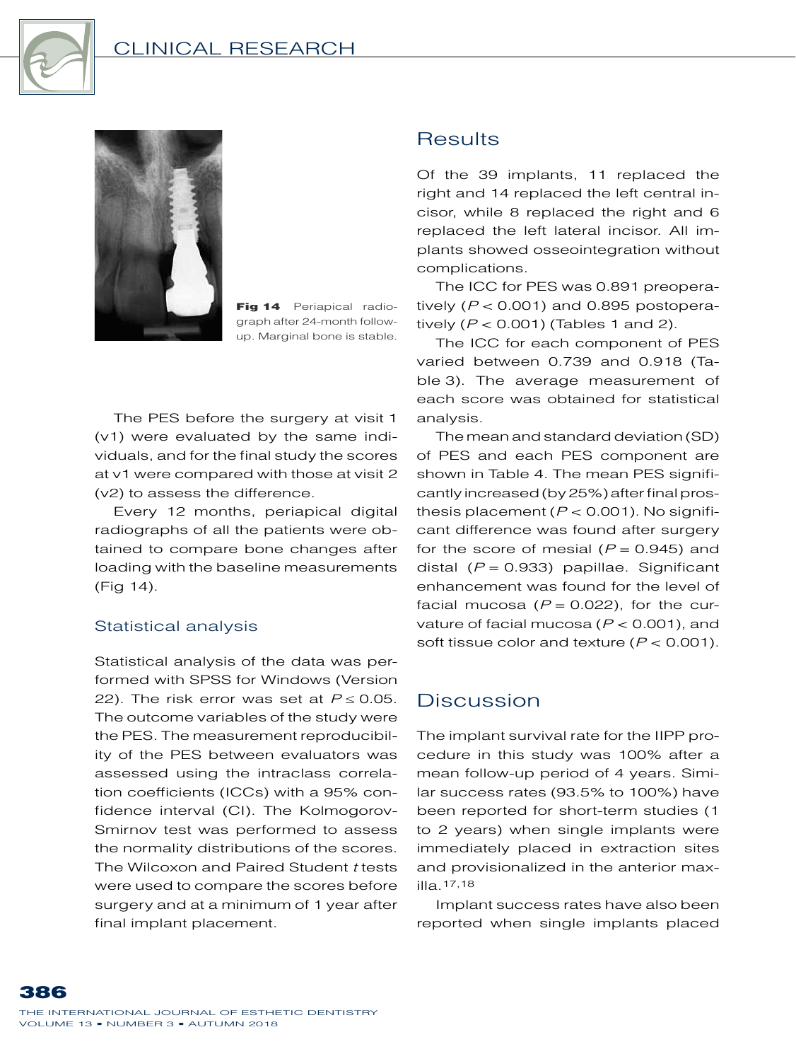Fig 14 Periapical radiograph after 24-month follow-up. Marginal bone is stable.

The PES before the surgery at visit 1 (v1) were evaluated by the same individuals, and for the final study the scores at v1 were compared with those at visit 2 (v2) to assess the difference.

Every 12 months, periapical digital radiographs of all the patients were obtained to compare bone changes after loading with the baseline measurements (Fig 14).

### Statistical analysis

Statistical analysis of the data was performed with SPSS for Windows (Version 22). The risk error was set at $P \leq 0.05$. The outcome variables of the study were the PES. The measurement reproducibility of the PES between evaluators was assessed using the intraclass correlation coefficients (ICCs) with a 95% confidence interval (CI). The Kolmogorov-Smirnov test was performed to assess the normality distributions of the scores. The Wilcoxon and Paired Student *t* tests were used to compare the scores before surgery and at a minimum of 1 year after final implant placement.

## Results

Of the 39 implants, 11 replaced the right and 14 replaced the left central incisor, while 8 replaced the right and 6 replaced the left lateral incisor. All implants showed osseointegration without complications.

The ICC for PES was 0.891 preoperatively ($P < 0.001$) and 0.895 postoperatively ($P < 0.001$) (Tables 1 and 2).

The ICC for each component of PES varied between 0.739 and 0.918 (Table 3). The average measurement of each score was obtained for statistical analysis.

The mean and standard deviation (SD) of PES and each PES component are shown in Table 4. The mean PES significantly increased (by 25%) after final prosthesis placement ($P < 0.001$). No significant difference was found after surgery for the score of mesial ($P = 0.945$) and distal ($P = 0.933$) papillae. Significant enhancement was found for the level of facial mucosa ($P = 0.022$), for the curvature of facial mucosa ($P < 0.001$), and soft tissue color and texture ($P < 0.001$).

## Discussion

The implant survival rate for the IIPP procedure in this study was 100% after a mean follow-up period of 4 years. Similar success rates (93.5% to 100%) have been reported for short-term studies (1 to 2 years) when single implants were immediately placed in extraction sites and provisionalized in the anterior maxilla.[17,18]

Implant success rates have also been reported when single implants placed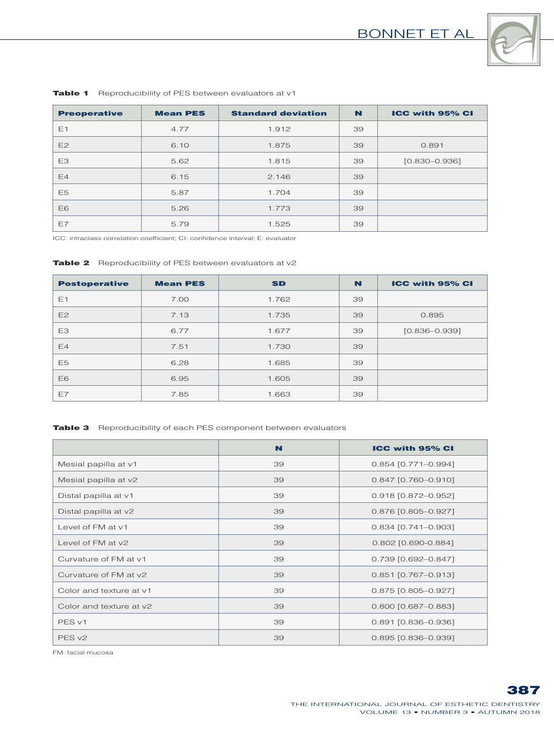**Table 1** Reproducibility of PES between evaluators at v1

| Preoperative | Mean PES | Standard deviation | N | ICC with 95% CI |
|---|---|---|---|---|
| E1 | 4.77 | 1.912 | 39 | |
| E2 | 6.10 | 1.875 | 39 | 0.891 |
| E3 | 5.62 | 1.815 | 39 | [0.830–0.936] |
| E4 | 6.15 | 2.146 | 39 | |
| E5 | 5.87 | 1.704 | 39 | |
| E6 | 5.26 | 1.773 | 39 | |
| E7 | 5.79 | 1.525 | 39 | |

ICC: intraclass correlation coefficient; CI: confidence interval; E: evaluator

**Table 2** Reproducibility of PES between evaluators at v2

| Postoperative | Mean PES | SD | N | ICC with 95% CI |
|---|---|---|---|---|
| E1 | 7.00 | 1.762 | 39 | |
| E2 | 7.13 | 1.735 | 39 | 0.895 |
| E3 | 6.77 | 1.677 | 39 | [0.836–0.939] |
| E4 | 7.51 | 1.730 | 39 | |
| E5 | 6.28 | 1.685 | 39 | |
| E6 | 6.95 | 1.605 | 39 | |
| E7 | 7.85 | 1.663 | 39 | |

**Table 3** Reproducibility of each PES component between evaluators

| | N | ICC with 95% CI |
|---|---|---|
| Mesial papilla at v1 | 39 | 0.854 [0.771–0.994] |
| Mesial papilla at v2 | 39 | 0.847 [0.760–0.910] |
| Distal papilla at v1 | 39 | 0.918 [0.872–0.952] |
| Distal papilla at v2 | 39 | 0.876 [0.805–0.927] |
| Level of FM at v1 | 39 | 0.834 [0.741–0.903] |
| Level of FM at v2 | 39 | 0.802 [0.690-0.884] |
| Curvature of FM at v1 | 39 | 0.739 [0.692–0.847] |
| Curvature of FM at v2 | 39 | 0.851 [0.767–0.913] |
| Color and texture at v1 | 39 | 0.875 [0.805–0.927] |
| Color and texture at v2 | 39 | 0.800 [0.687–0.883] |
| PES v1 | 39 | 0.891 [0.836–0.936] |
| PES v2 | 39 | 0.895 [0.836–0.939] |

FM: facial mucosa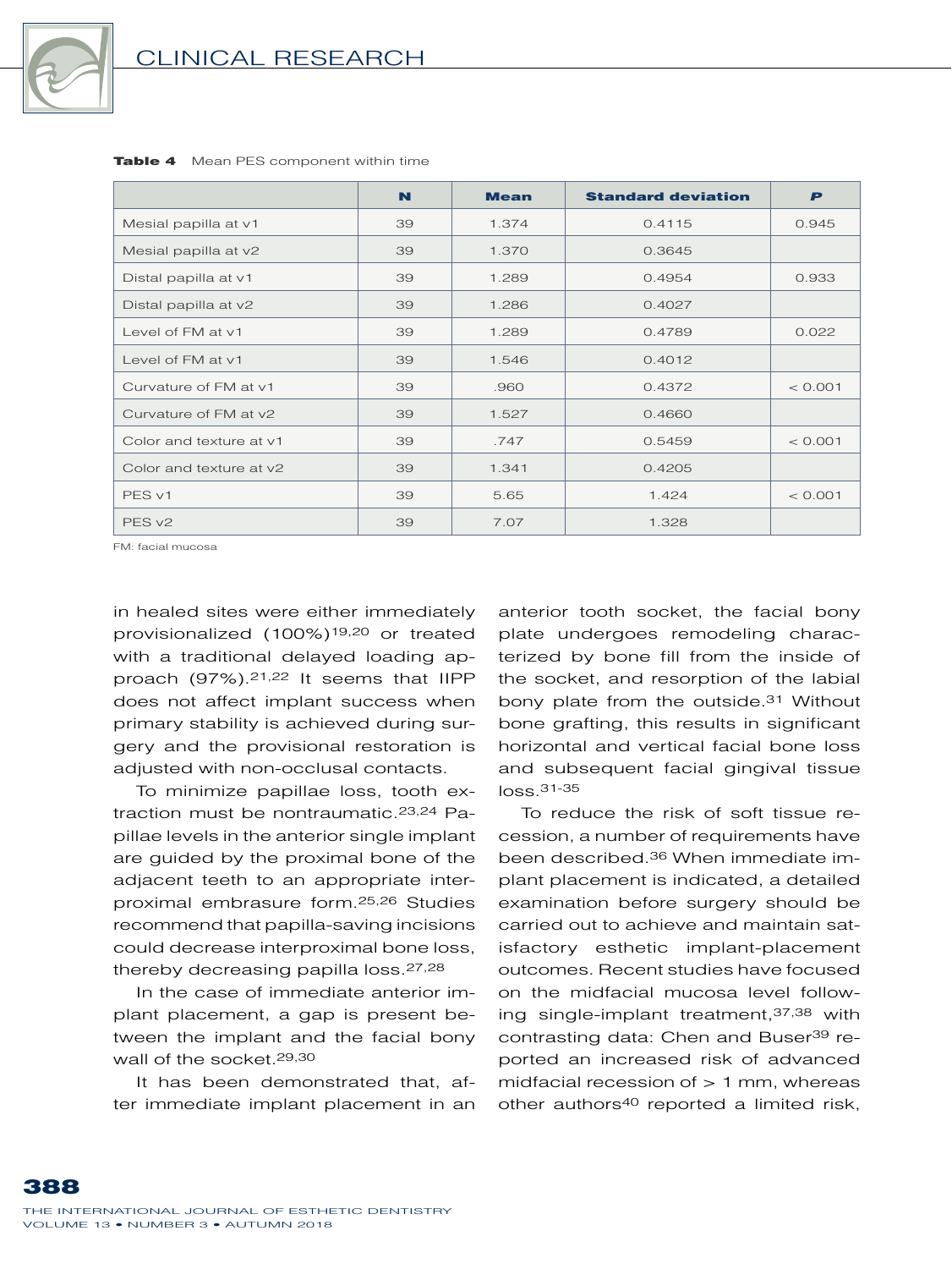**Table 4** Mean PES component within time

| | N | Mean | Standard deviation | P |
|---|---|---|---|---|
| Mesial papilla at v1 | 39 | 1.374 | 0.4115 | 0.945 |
| Mesial papilla at v2 | 39 | 1.370 | 0.3645 | |
| Distal papilla at v1 | 39 | 1.289 | 0.4954 | 0.933 |
| Distal papilla at v2 | 39 | 1.286 | 0.4027 | |
| Level of FM at v1 | 39 | 1.289 | 0.4789 | 0.022 |
| Level of FM at v1 | 39 | 1.546 | 0.4012 | |
| Curvature of FM at v1 | 39 | .960 | 0.4372 | < 0.001 |
| Curvature of FM at v2 | 39 | 1.527 | 0.4660 | |
| Color and texture at v1 | 39 | .747 | 0.5459 | < 0.001 |
| Color and texture at v2 | 39 | 1.341 | 0.4205 | |
| PES v1 | 39 | 5.65 | 1.424 | < 0.001 |
| PES v2 | 39 | 7.07 | 1.328 | |

FM: facial mucosa

in healed sites were either immediately provisionalized (100%)[19,20] or treated with a traditional delayed loading approach (97%).[21,22] It seems that IIPP does not affect implant success when primary stability is achieved during surgery and the provisional restoration is adjusted with non-occlusal contacts.

To minimize papillae loss, tooth extraction must be nontraumatic.[23,24] Papillae levels in the anterior single implant are guided by the proximal bone of the adjacent teeth to an appropriate interproximal embrasure form.[25,26] Studies recommend that papilla-saving incisions could decrease interproximal bone loss, thereby decreasing papilla loss.[27,28]

In the case of immediate anterior implant placement, a gap is present between the implant and the facial bony wall of the socket.[29,30]

It has been demonstrated that, after immediate implant placement in an anterior tooth socket, the facial bony plate undergoes remodeling characterized by bone fill from the inside of the socket, and resorption of the labial bony plate from the outside.[31] Without bone grafting, this results in significant horizontal and vertical facial bone loss and subsequent facial gingival tissue loss.[31-35]

To reduce the risk of soft tissue recession, a number of requirements have been described.[36] When immediate implant placement is indicated, a detailed examination before surgery should be carried out to achieve and maintain satisfactory esthetic implant-placement outcomes. Recent studies have focused on the midfacial mucosa level following single-implant treatment,[37,38] with contrasting data: Chen and Buser[39] reported an increased risk of advanced midfacial recession of > 1 mm, whereas other authors[40] reported a limited risk,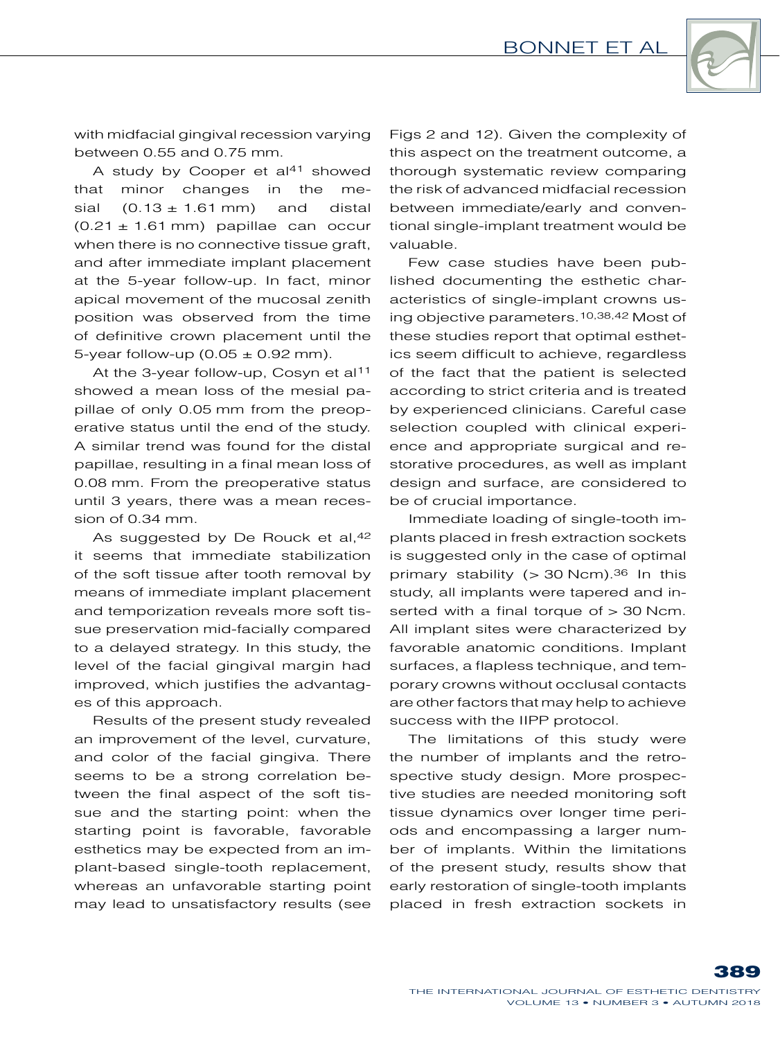with midfacial gingival recession varying between 0.55 and 0.75 mm.

A study by Cooper et al[41] showed that minor changes in the mesial (0.13 ± 1.61 mm) and distal (0.21 ± 1.61 mm) papillae can occur when there is no connective tissue graft, and after immediate implant placement at the 5-year follow-up. In fact, minor apical movement of the mucosal zenith position was observed from the time of definitive crown placement until the 5-year follow-up (0.05 ± 0.92 mm).

At the 3-year follow-up, Cosyn et al[11] showed a mean loss of the mesial papillae of only 0.05 mm from the preoperative status until the end of the study. A similar trend was found for the distal papillae, resulting in a final mean loss of 0.08 mm. From the preoperative status until 3 years, there was a mean recession of 0.34 mm.

As suggested by De Rouck et al,[42] it seems that immediate stabilization of the soft tissue after tooth removal by means of immediate implant placement and temporization reveals more soft tissue preservation mid-facially compared to a delayed strategy. In this study, the level of the facial gingival margin had improved, which justifies the advantages of this approach.

Results of the present study revealed an improvement of the level, curvature, and color of the facial gingiva. There seems to be a strong correlation between the final aspect of the soft tissue and the starting point: when the starting point is favorable, favorable esthetics may be expected from an implant-based single-tooth replacement, whereas an unfavorable starting point may lead to unsatisfactory results (see Figs 2 and 12). Given the complexity of this aspect on the treatment outcome, a thorough systematic review comparing the risk of advanced midfacial recession between immediate/early and conventional single-implant treatment would be valuable.

Few case studies have been published documenting the esthetic characteristics of single-implant crowns using objective parameters.[10,38,42] Most of these studies report that optimal esthetics seem difficult to achieve, regardless of the fact that the patient is selected according to strict criteria and is treated by experienced clinicians. Careful case selection coupled with clinical experience and appropriate surgical and restorative procedures, as well as implant design and surface, are considered to be of crucial importance.

Immediate loading of single-tooth implants placed in fresh extraction sockets is suggested only in the case of optimal primary stability (> 30 Ncm).[36] In this study, all implants were tapered and inserted with a final torque of > 30 Ncm. All implant sites were characterized by favorable anatomic conditions. Implant surfaces, a flapless technique, and temporary crowns without occlusal contacts are other factors that may help to achieve success with the IIPP protocol.

The limitations of this study were the number of implants and the retrospective study design. More prospective studies are needed monitoring soft tissue dynamics over longer time periods and encompassing a larger number of implants. Within the limitations of the present study, results show that early restoration of single-tooth implants placed in fresh extraction sockets in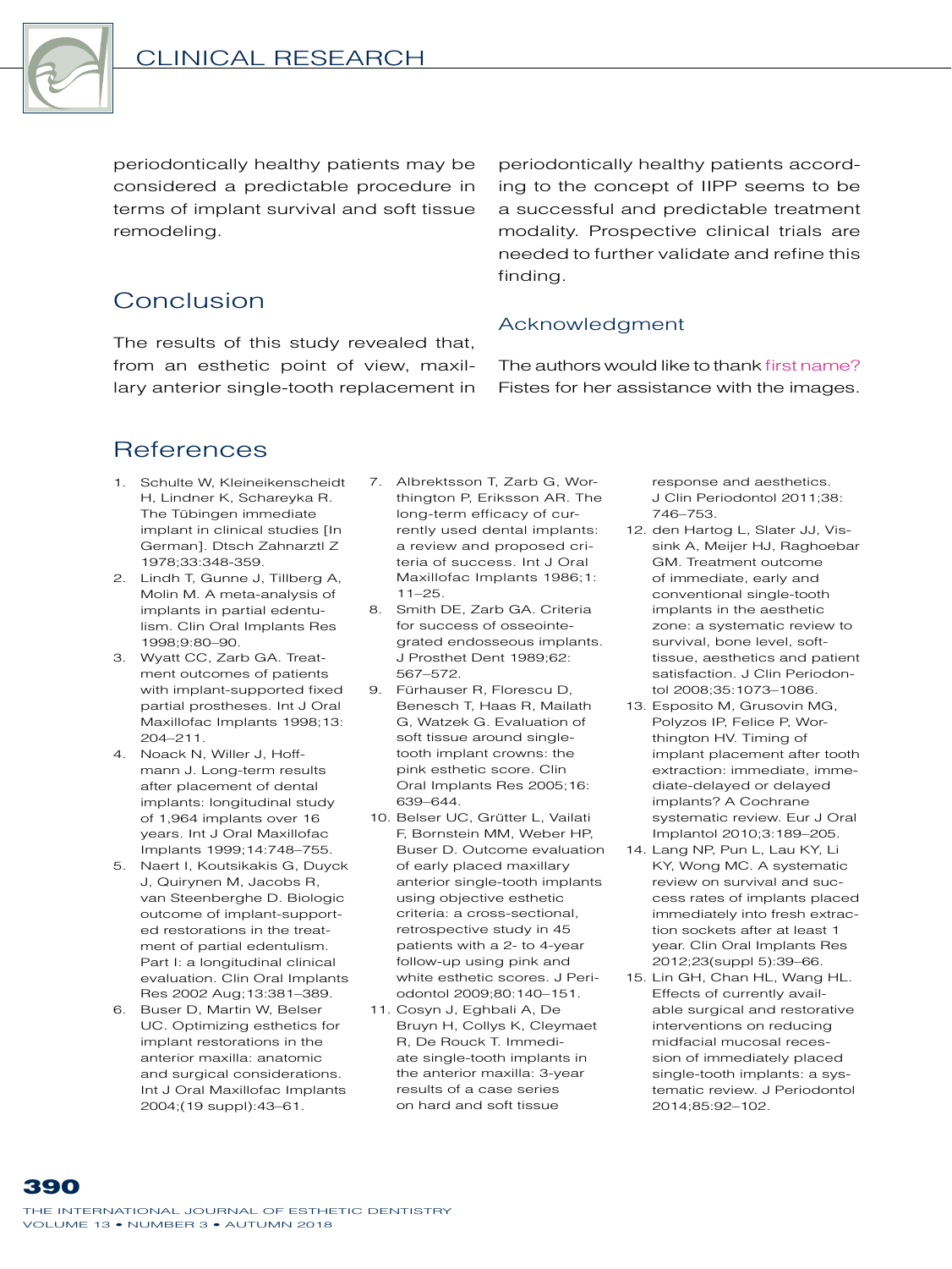periodontically healthy patients may be considered a predictable procedure in terms of implant survival and soft tissue remodeling.

## Conclusion

The results of this study revealed that, from an esthetic point of view, maxillary anterior single-tooth replacement in periodontically healthy patients according to the concept of IIPP seems to be a successful and predictable treatment modality. Prospective clinical trials are needed to further validate and refine this finding.

### Acknowledgment

The authors would like to thank first name? Fistes for her assistance with the images.

## References

1. Schulte W, Kleineikenscheidt H, Lindner K, Schareyka R. The Tübingen immediate implant in clinical studies [In German]. Dtsch Zahnarztl Z 1978;33:348-359.
2. Lindh T, Gunne J, Tillberg A, Molin M. A meta-analysis of implants in partial edentulism. Clin Oral Implants Res 1998;9:80–90.
3. Wyatt CC, Zarb GA. Treatment outcomes of patients with implant-supported fixed partial prostheses. Int J Oral Maxillofac Implants 1998;13: 204–211.
4. Noack N, Willer J, Hoffmann J. Long-term results after placement of dental implants: longitudinal study of 1,964 implants over 16 years. Int J Oral Maxillofac Implants 1999;14:748–755.
5. Naert I, Koutsikakis G, Duyck J, Quirynen M, Jacobs R, van Steenberghe D. Biologic outcome of implant-supported restorations in the treatment of partial edentulism. Part I: a longitudinal clinical evaluation. Clin Oral Implants Res 2002 Aug;13:381–389.
6. Buser D, Martin W, Belser UC. Optimizing esthetics for implant restorations in the anterior maxilla: anatomic and surgical considerations. Int J Oral Maxillofac Implants 2004;(19 suppl):43–61.
7. Albrektsson T, Zarb G, Worthington P, Eriksson AR. The long-term efficacy of currently used dental implants: a review and proposed criteria of success. Int J Oral Maxillofac Implants 1986;1: 11–25.
8. Smith DE, Zarb GA. Criteria for success of osseointegrated endosseous implants. J Prosthet Dent 1989;62: 567–572.
9. Fürhauser R, Florescu D, Benesch T, Haas R, Mailath G, Watzek G. Evaluation of soft tissue around single-tooth implant crowns: the pink esthetic score. Clin Oral Implants Res 2005;16: 639–644.
10. Belser UC, Grütter L, Vailati F, Bornstein MM, Weber HP, Buser D. Outcome evaluation of early placed maxillary anterior single-tooth implants using objective esthetic criteria: a cross-sectional, retrospective study in 45 patients with a 2- to 4-year follow-up using pink and white esthetic scores. J Periodontol 2009;80:140–151.
11. Cosyn J, Eghbali A, De Bruyn H, Collys K, Cleymaet R, De Rouck T. Immediate single-tooth implants in the anterior maxilla: 3-year results of a case series on hard and soft tissue response and aesthetics. J Clin Periodontol 2011;38: 746–753.
12. den Hartog L, Slater JJ, Vissink A, Meijer HJ, Raghoebar GM. Treatment outcome of immediate, early and conventional single-tooth implants in the aesthetic zone: a systematic review to survival, bone level, soft-tissue, aesthetics and patient satisfaction. J Clin Periodontol 2008;35:1073–1086.
13. Esposito M, Grusovin MG, Polyzos IP, Felice P, Worthington HV. Timing of implant placement after tooth extraction: immediate, immediate-delayed or delayed implants? A Cochrane systematic review. Eur J Oral Implantol 2010;3:189–205.
14. Lang NP, Pun L, Lau KY, Li KY, Wong MC. A systematic review on survival and success rates of implants placed immediately into fresh extraction sockets after at least 1 year. Clin Oral Implants Res 2012;23(suppl 5):39–66.
15. Lin GH, Chan HL, Wang HL. Effects of currently available surgical and restorative interventions on reducing midfacial mucosal recession of immediately placed single-tooth implants: a systematic review. J Periodontol 2014;85:92–102.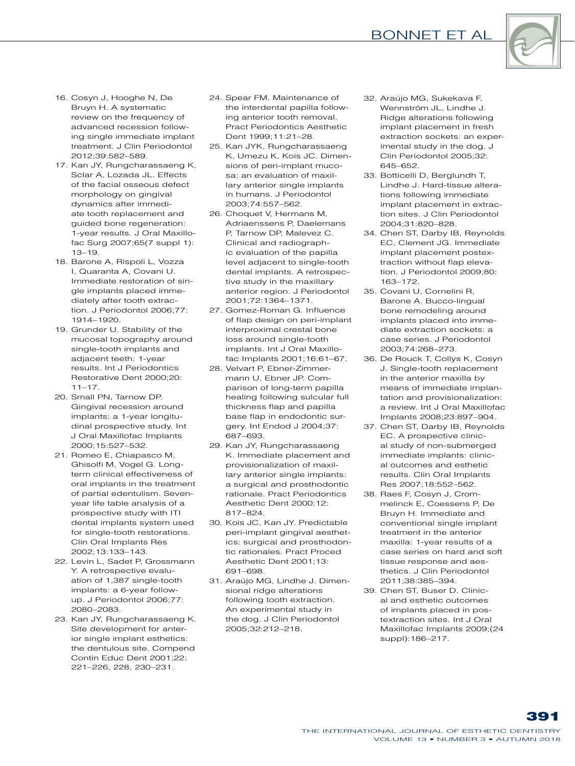16. Cosyn J, Hooghe N, De Bruyn H. A systematic review on the frequency of advanced recession following single immediate implant treatment. J Clin Periodontol 2012;39:582–589.
17. Kan JY, Rungcharassaeng K, Sclar A, Lozada JL. Effects of the facial osseous defect morphology on gingival dynamics after immediate tooth replacement and guided bone regeneration: 1-year results. J Oral Maxillofac Surg 2007;65(7 suppl 1): 13–19.
18. Barone A, Rispoli L, Vozza I, Quaranta A, Covani U. Immediate restoration of single implants placed immediately after tooth extraction. J Periodontol 2006;77: 1914–1920.
19. Grunder U. Stability of the mucosal topography around single-tooth implants and adjacent teeth: 1-year results. Int J Periodontics Restorative Dent 2000;20: 11–17.
20. Small PN, Tarnow DP. Gingival recession around implants: a 1-year longitudinal prospective study. Int J Oral Maxillofac Implants 2000;15:527–532.
21. Romeo E, Chiapasco M, Ghisolfi M, Vogel G. Long-term clinical effectiveness of oral implants in the treatment of partial edentulism. Seven-year life table analysis of a prospective study with ITI dental implants system used for single-tooth restorations. Clin Oral Implants Res 2002;13:133–143.
22. Levin L, Sadet P, Grossmann Y. A retrospective evaluation of 1,387 single-tooth implants: a 6-year follow-up. J Periodontol 2006;77: 2080–2083.
23. Kan JY, Rungcharassaeng K. Site development for anterior single implant esthetics: the dentulous site. Compend Contin Educ Dent 2001;22: 221–226, 228, 230–231.
24. Spear FM. Maintenance of the interdental papilla following anterior tooth removal. Pract Periodontics Aesthetic Dent 1999;11:21–28.
25. Kan JYK, Rungcharassaeng K, Umezu K, Kois JC. Dimensions of peri-implant mucosa: an evaluation of maxillary anterior single implants in humans. J Periodontol 2003;74:557–562.
26. Choquet V, Hermans M, Adriaenssens P, Daelemans P, Tarnow DP, Malevez C. Clinical and radiographic evaluation of the papilla level adjacent to single-tooth dental implants. A retrospective study in the maxillary anterior region. J Periodontol 2001;72:1364–1371.
27. Gomez-Roman G. Influence of flap design on peri-implant interproximal crestal bone loss around single-tooth implants. Int J Oral Maxillofac Implants 2001;16:61–67.
28. Velvart P, Ebner-Zimmermann U, Ebner JP. Comparison of long-term papilla healing following sulcular full thickness flap and papilla base flap in endodontic surgery. Int Endod J 2004;37: 687–693.
29. Kan JY, Rungcharassaeng K. Immediate placement and provisionalization of maxillary anterior single implants: a surgical and prosthodontic rationale. Pract Periodontics Aesthetic Dent 2000;12: 817–824.
30. Kois JC, Kan JY. Predictable peri-implant gingival aesthetics: surgical and prosthodontic rationales. Pract Proced Aesthetic Dent 2001;13: 691–698.
31. Araújo MG, Lindhe J. Dimensional ridge alterations following tooth extraction. An experimental study in the dog. J Clin Periodontol 2005;32:212–218.
32. Araújo MG, Sukekava F, Wennström JL, Lindhe J. Ridge alterations following implant placement in fresh extraction sockets: an experimental study in the dog. J Clin Periodontol 2005;32: 645–652.
33. Botticelli D, Berglundh T, Lindhe J. Hard-tissue alterations following immediate implant placement in extraction sites. J Clin Periodontol 2004;31:820–828.
34. Chen ST, Darby IB, Reynolds EC, Clement JG. Immediate implant placement postextraction without flap elevation. J Periodontol 2009;80: 163–172.
35. Covani U, Cornelini R, Barone A. Bucco-lingual bone remodeling around implants placed into immediate extraction sockets: a case series. J Periodontol 2003;74:268–273.
36. De Rouck T, Collys K, Cosyn J. Single-tooth replacement in the anterior maxilla by means of immediate implantation and provisionalization: a review. Int J Oral Maxillofac Implants 2008;23:897–904.
37. Chen ST, Darby IB, Reynolds EC. A prospective clinical study of non-submerged immediate implants: clinical outcomes and esthetic results. Clin Oral Implants Res 2007;18:552–562.
38. Raes F, Cosyn J, Crommelinck E, Coessens P, De Bruyn H. Immediate and conventional single implant treatment in the anterior maxilla: 1-year results of a case series on hard and soft tissue response and aesthetics. J Clin Periodontol 2011;38:385–394.
39. Chen ST, Buser D. Clinical and esthetic outcomes of implants placed in postextraction sites. Int J Oral Maxillofac Implants 2009;(24 suppl):186–217.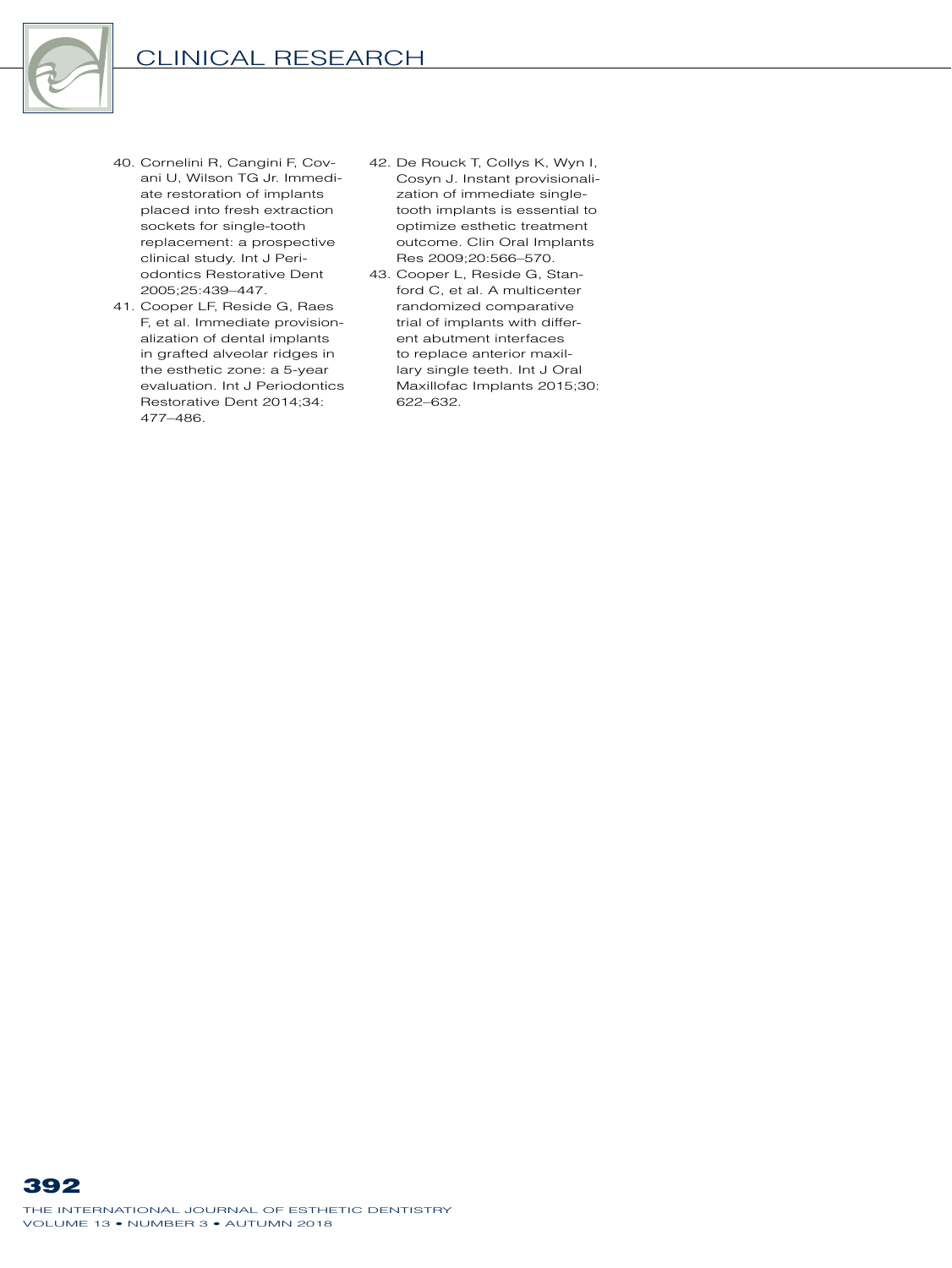40. Cornelini R, Cangini F, Covani U, Wilson TG Jr. Immediate restoration of implants placed into fresh extraction sockets for single-tooth replacement: a prospective clinical study. Int J Periodontics Restorative Dent 2005;25:439–447.
41. Cooper LF, Reside G, Raes F, et al. Immediate provisionalization of dental implants in grafted alveolar ridges in the esthetic zone: a 5-year evaluation. Int J Periodontics Restorative Dent 2014;34: 477–486.
42. De Rouck T, Collys K, Wyn I, Cosyn J. Instant provisionalization of immediate single-tooth implants is essential to optimize esthetic treatment outcome. Clin Oral Implants Res 2009;20:566–570.
43. Cooper L, Reside G, Stanford C, et al. A multicenter randomized comparative trial of implants with different abutment interfaces to replace anterior maxillary single teeth. Int J Oral Maxillofac Implants 2015;30: 622–632.